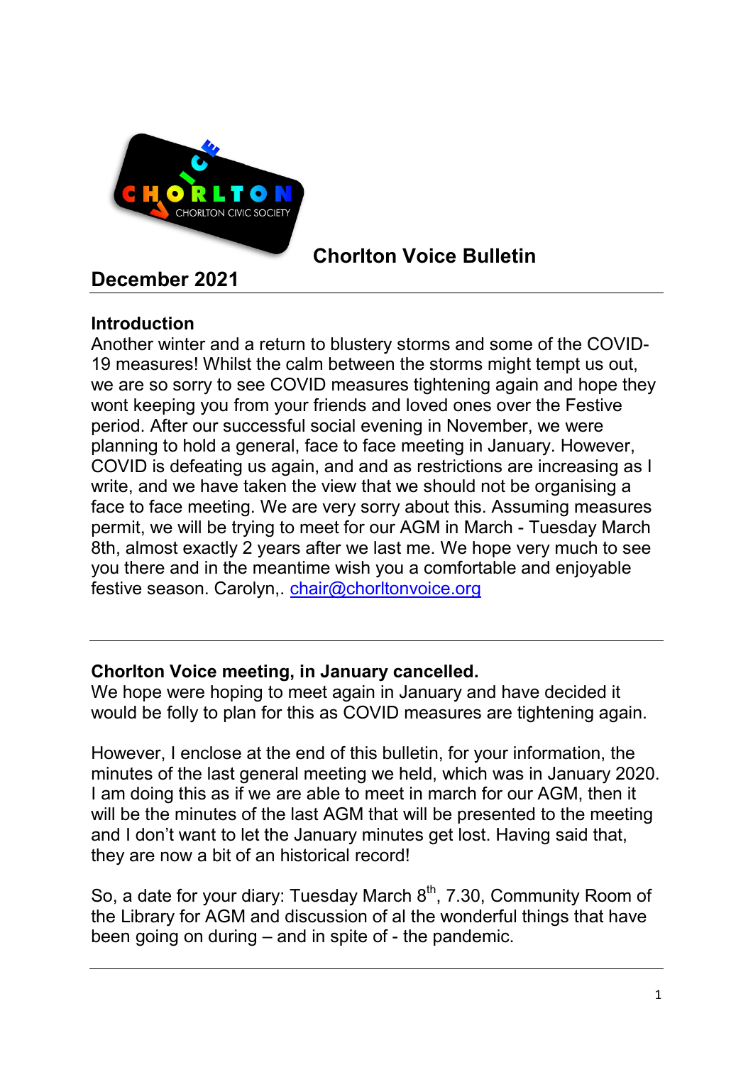**Chorlton Voice Bulletin**

**December 2021**

---

**Introduction**

Another winter and a return to blustery storms and some of the COVID-19 measures! Whilst the calm between the storms might tempt us out, we are so sorry to see COVID measures tightening again and hope they wont keeping you from your friends and loved ones over the Festive period. After our successful social evening in November, we were planning to hold a general, face to face meeting in January. However, COVID is defeating us again, and and as restrictions are increasing as I write, and we have taken the view that we should not be organising a face to face meeting. We are very sorry about this. Assuming measures permit, we will be trying to meet for our AGM in March - Tuesday March 8th, almost exactly 2 years after we last me. We hope very much to see you there and in the meantime wish you a comfortable and enjoyable festive season. Carolyn,. chair@chorltonvoice.org

---

**Chorlton Voice meeting, in January cancelled.**

We hope were hoping to meet again in January and have decided it would be folly to plan for this as COVID measures are tightening again.

However, I enclose at the end of this bulletin, for your information, the minutes of the last general meeting we held, which was in January 2020. I am doing this as if we are able to meet in march for our AGM, then it will be the minutes of the last AGM that will be presented to the meeting and I don't want to let the January minutes get lost. Having said that, they are now a bit of an historical record!

So, a date for your diary: Tuesday March 8th, 7.30, Community Room of the Library for AGM and discussion of al the wonderful things that have been going on during – and in spite of - the pandemic.

---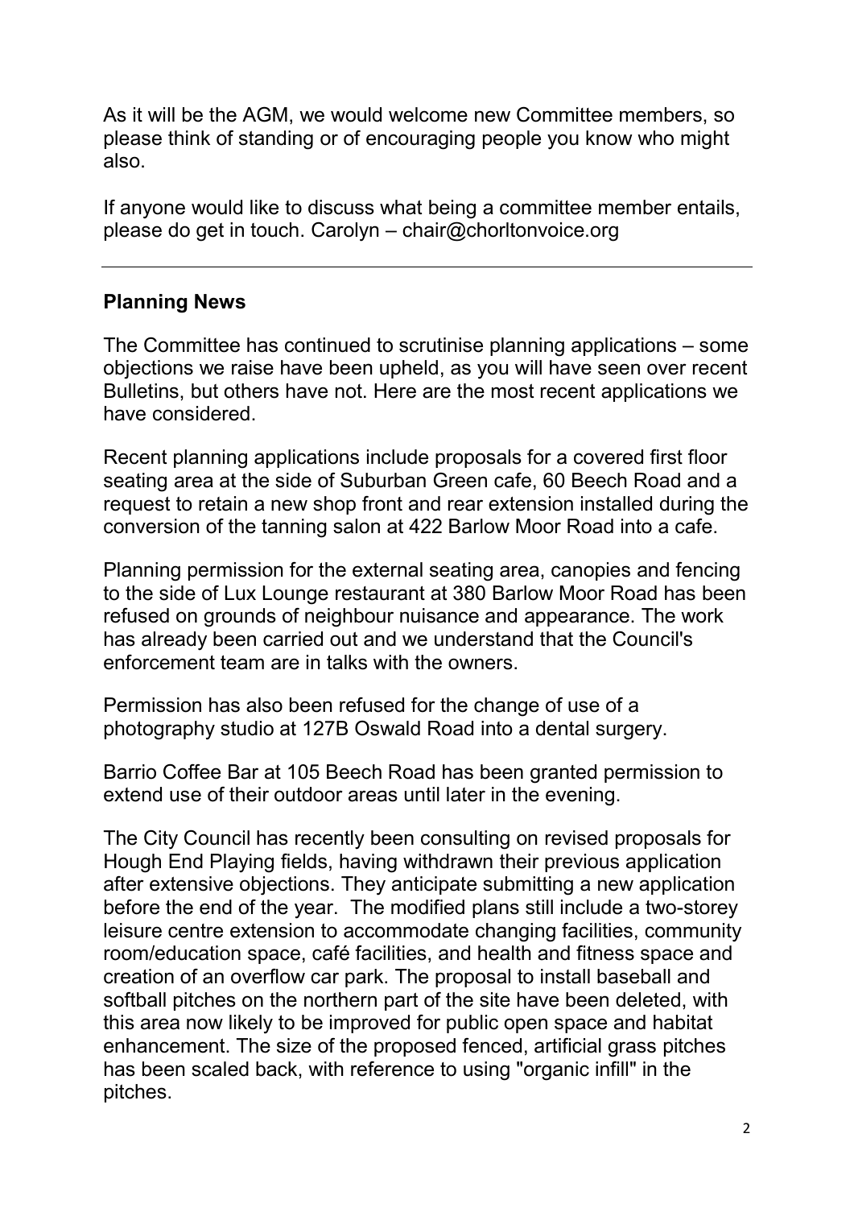As it will be the AGM, we would welcome new Committee members, so please think of standing or of encouraging people you know who might also.

If anyone would like to discuss what being a committee member entails, please do get in touch. Carolyn – chair@chorltonvoice.org

---

## Planning News

The Committee has continued to scrutinise planning applications – some objections we raise have been upheld, as you will have seen over recent Bulletins, but others have not. Here are the most recent applications we have considered.

Recent planning applications include proposals for a covered first floor seating area at the side of Suburban Green cafe, 60 Beech Road and a request to retain a new shop front and rear extension installed during the conversion of the tanning salon at 422 Barlow Moor Road into a cafe.

Planning permission for the external seating area, canopies and fencing to the side of Lux Lounge restaurant at 380 Barlow Moor Road has been refused on grounds of neighbour nuisance and appearance. The work has already been carried out and we understand that the Council's enforcement team are in talks with the owners.

Permission has also been refused for the change of use of a photography studio at 127B Oswald Road into a dental surgery.

Barrio Coffee Bar at 105 Beech Road has been granted permission to extend use of their outdoor areas until later in the evening.

The City Council has recently been consulting on revised proposals for Hough End Playing fields, having withdrawn their previous application after extensive objections. They anticipate submitting a new application before the end of the year. The modified plans still include a two-storey leisure centre extension to accommodate changing facilities, community room/education space, café facilities, and health and fitness space and creation of an overflow car park. The proposal to install baseball and softball pitches on the northern part of the site have been deleted, with this area now likely to be improved for public open space and habitat enhancement. The size of the proposed fenced, artificial grass pitches has been scaled back, with reference to using "organic infill" in the pitches.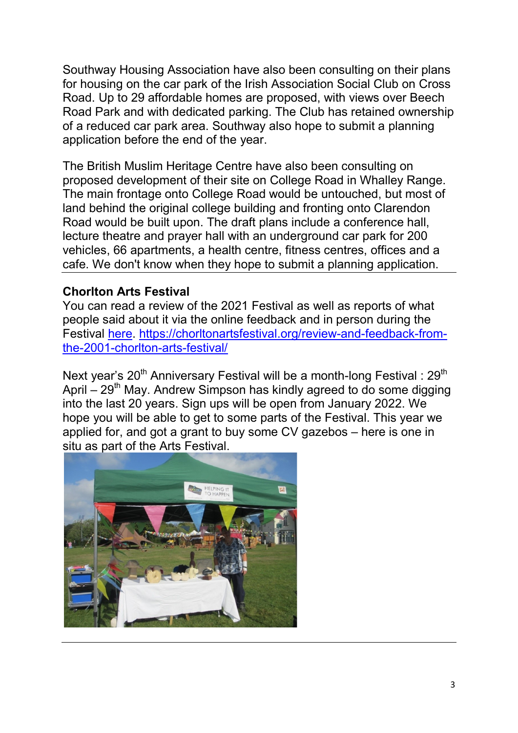Southway Housing Association have also been consulting on their plans for housing on the car park of the Irish Association Social Club on Cross Road. Up to 29 affordable homes are proposed, with views over Beech Road Park and with dedicated parking. The Club has retained ownership of a reduced car park area. Southway also hope to submit a planning application before the end of the year.

The British Muslim Heritage Centre have also been consulting on proposed development of their site on College Road in Whalley Range. The main frontage onto College Road would be untouched, but most of land behind the original college building and fronting onto Clarendon Road would be built upon. The draft plans include a conference hall, lecture theatre and prayer hall with an underground car park for 200 vehicles, 66 apartments, a health centre, fitness centres, offices and a cafe. We don't know when they hope to submit a planning application.

---

**Chorlton Arts Festival**

You can read a review of the 2021 Festival as well as reports of what people said about it via the online feedback and in person during the Festival [here](https://chorltonartsfestival.org/review-and-feedback-from-the-2001-chorlton-arts-festival/). https://chorltonartsfestival.org/review-and-feedback-from-the-2001-chorlton-arts-festival/

Next year's 20th Anniversary Festival will be a month-long Festival : 29th April – 29th May. Andrew Simpson has kindly agreed to do some digging into the last 20 years. Sign ups will be open from January 2022. We hope you will be able to get to some parts of the Festival. This year we applied for, and got a grant to buy some CV gazebos – here is one in situ as part of the Arts Festival.

---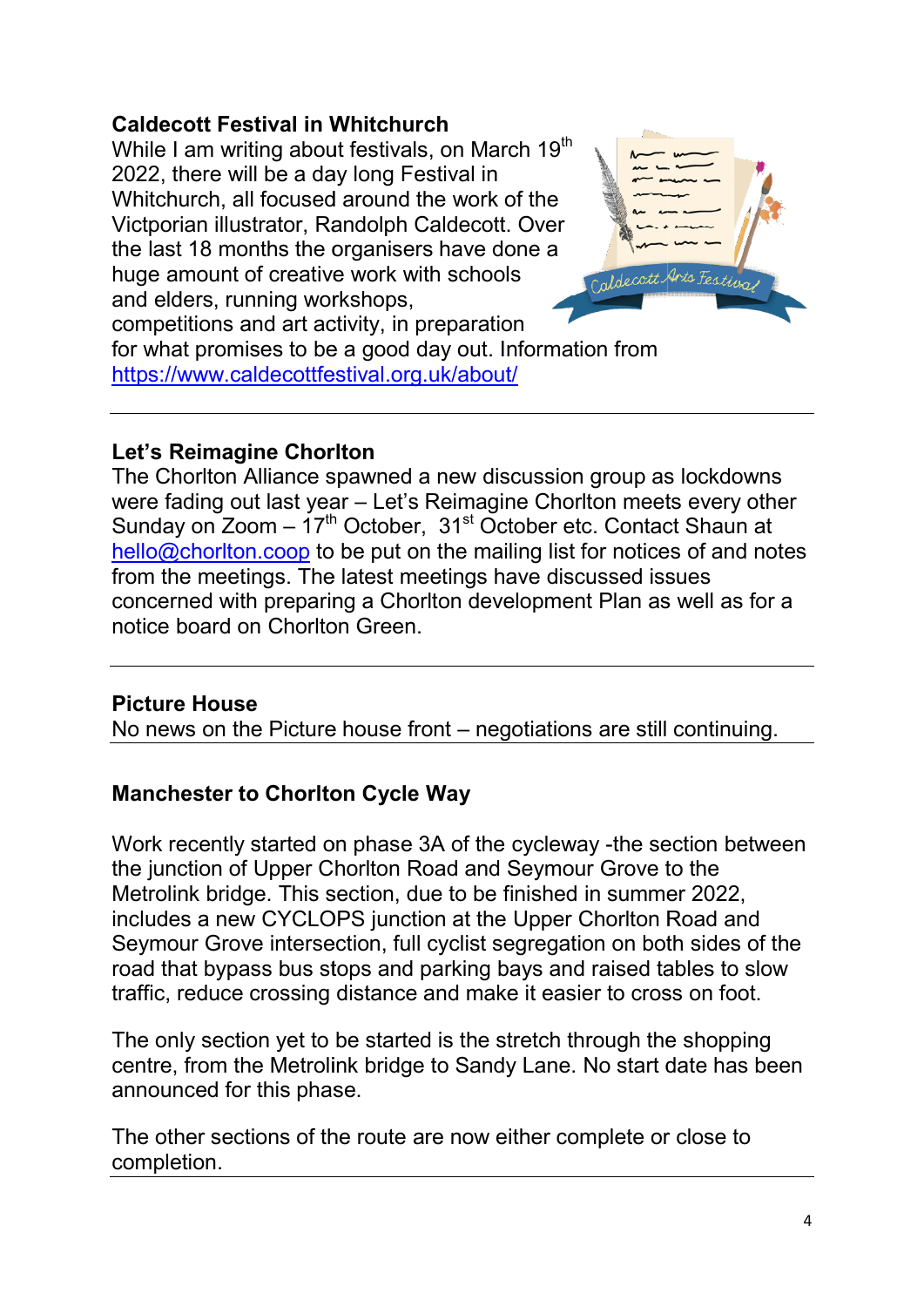### Caldecott Festival in Whitchurch

While I am writing about festivals, on March 19th 2022, there will be a day long Festival in Whitchurch, all focused around the work of the Victporian illustrator, Randolph Caldecott. Over the last 18 months the organisers have done a huge amount of creative work with schools and elders, running workshops, competitions and art activity, in preparation for what promises to be a good day out. Information from https://www.caldecottfestival.org.uk/about/

---

### Let's Reimagine Chorlton

The Chorlton Alliance spawned a new discussion group as lockdowns were fading out last year – Let's Reimagine Chorlton meets every other Sunday on Zoom – 17th October, 31st October etc. Contact Shaun at hello@chorlton.coop to be put on the mailing list for notices of and notes from the meetings. The latest meetings have discussed issues concerned with preparing a Chorlton development Plan as well as for a notice board on Chorlton Green.

---

### Picture House

No news on the Picture house front – negotiations are still continuing.

---

### Manchester to Chorlton Cycle Way

Work recently started on phase 3A of the cycleway -the section between the junction of Upper Chorlton Road and Seymour Grove to the Metrolink bridge. This section, due to be finished in summer 2022, includes a new CYCLOPS junction at the Upper Chorlton Road and Seymour Grove intersection, full cyclist segregation on both sides of the road that bypass bus stops and parking bays and raised tables to slow traffic, reduce crossing distance and make it easier to cross on foot.

The only section yet to be started is the stretch through the shopping centre, from the Metrolink bridge to Sandy Lane. No start date has been announced for this phase.

The other sections of the route are now either complete or close to completion.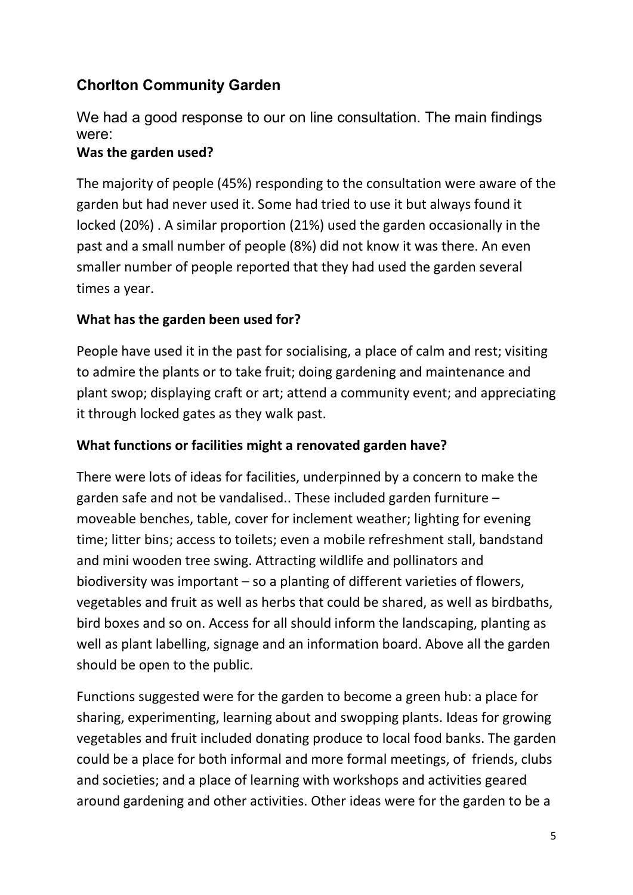## Chorlton Community Garden

We had a good response to our on line consultation. The main findings were:

**Was the garden used?**

The majority of people (45%) responding to the consultation were aware of the garden but had never used it. Some had tried to use it but always found it locked (20%) . A similar proportion (21%) used the garden occasionally in the past and a small number of people (8%) did not know it was there. An even smaller number of people reported that they had used the garden several times a year.

**What has the garden been used for?**

People have used it in the past for socialising, a place of calm and rest; visiting to admire the plants or to take fruit; doing gardening and maintenance and plant swop; displaying craft or art; attend a community event; and appreciating it through locked gates as they walk past.

**What functions or facilities might a renovated garden have?**

There were lots of ideas for facilities, underpinned by a concern to make the garden safe and not be vandalised.. These included garden furniture – moveable benches, table, cover for inclement weather; lighting for evening time; litter bins; access to toilets; even a mobile refreshment stall, bandstand and mini wooden tree swing. Attracting wildlife and pollinators and biodiversity was important – so a planting of different varieties of flowers, vegetables and fruit as well as herbs that could be shared, as well as birdbaths, bird boxes and so on. Access for all should inform the landscaping, planting as well as plant labelling, signage and an information board. Above all the garden should be open to the public.

Functions suggested were for the garden to become a green hub: a place for sharing, experimenting, learning about and swopping plants. Ideas for growing vegetables and fruit included donating produce to local food banks. The garden could be a place for both informal and more formal meetings, of friends, clubs and societies; and a place of learning with workshops and activities geared around gardening and other activities. Other ideas were for the garden to be a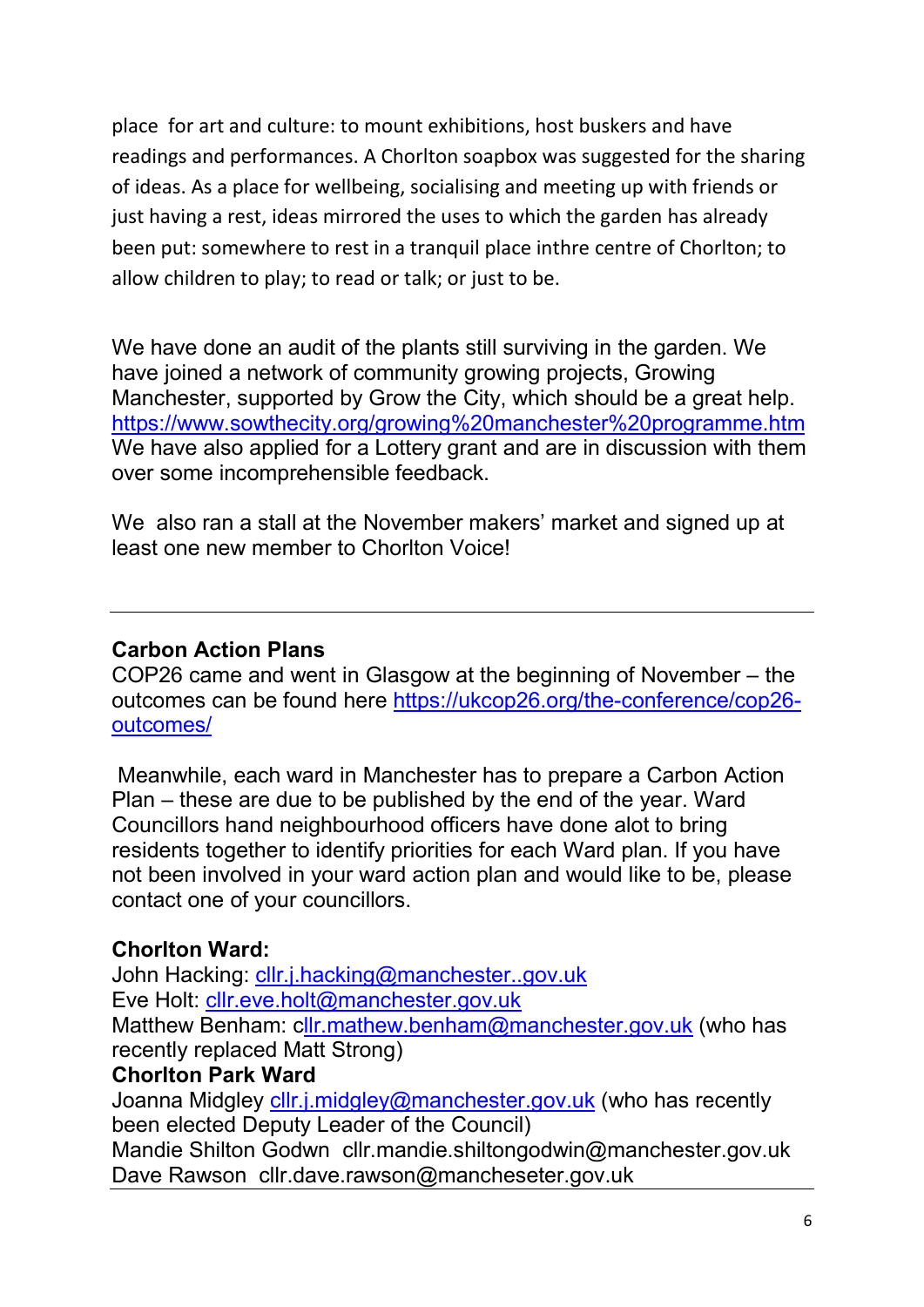place for art and culture: to mount exhibitions, host buskers and have readings and performances. A Chorlton soapbox was suggested for the sharing of ideas. As a place for wellbeing, socialising and meeting up with friends or just having a rest, ideas mirrored the uses to which the garden has already been put: somewhere to rest in a tranquil place inthre centre of Chorlton; to allow children to play; to read or talk; or just to be.

We have done an audit of the plants still surviving in the garden. We have joined a network of community growing projects, Growing Manchester, supported by Grow the City, which should be a great help. https://www.sowthecity.org/growing%20manchester%20programme.htm We have also applied for a Lottery grant and are in discussion with them over some incomprehensible feedback.

We also ran a stall at the November makers' market and signed up at least one new member to Chorlton Voice!

---

**Carbon Action Plans**
COP26 came and went in Glasgow at the beginning of November – the outcomes can be found here https://ukcop26.org/the-conference/cop26-outcomes/

Meanwhile, each ward in Manchester has to prepare a Carbon Action Plan – these are due to be published by the end of the year. Ward Councillors hand neighbourhood officers have done alot to bring residents together to identify priorities for each Ward plan. If you have not been involved in your ward action plan and would like to be, please contact one of your councillors.

**Chorlton Ward:**
John Hacking: cllr.j.hacking@manchester..gov.uk
Eve Holt: cllr.eve.holt@manchester.gov.uk
Matthew Benham: cllr.mathew.benham@manchester.gov.uk (who has recently replaced Matt Strong)
**Chorlton Park Ward**
Joanna Midgley cllr.j.midgley@manchester.gov.uk (who has recently been elected Deputy Leader of the Council)
Mandie Shilton Godwn cllr.mandie.shiltongodwin@manchester.gov.uk
Dave Rawson cllr.dave.rawson@mancheseter.gov.uk

---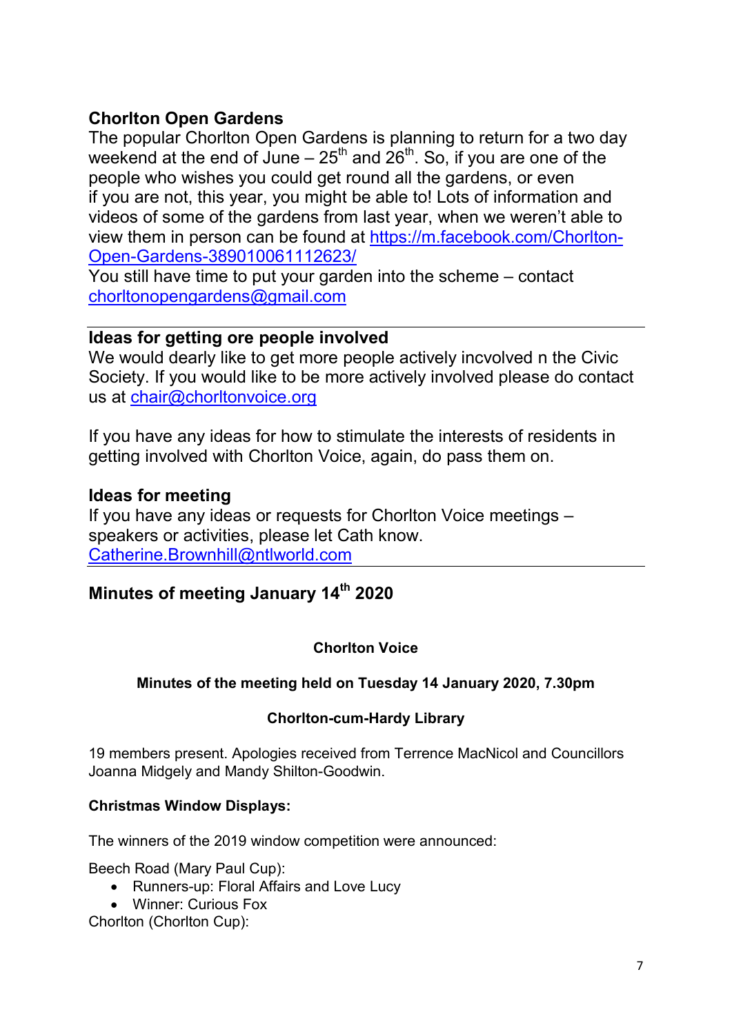## Chorlton Open Gardens

The popular Chorlton Open Gardens is planning to return for a two day weekend at the end of June – 25th and 26th. So, if you are one of the people who wishes you could get round all the gardens, or even if you are not, this year, you might be able to! Lots of information and videos of some of the gardens from last year, when we weren't able to view them in person can be found at https://m.facebook.com/Chorlton-Open-Gardens-389010061112623/

You still have time to put your garden into the scheme – contact chorltonopengardens@gmail.com

---

## Ideas for getting ore people involved

We would dearly like to get more people actively incvolved n the Civic Society. If you would like to be more actively involved please do contact us at chair@chorltonvoice.org

If you have any ideas for how to stimulate the interests of residents in getting involved with Chorlton Voice, again, do pass them on.

## Ideas for meeting

If you have any ideas or requests for Chorlton Voice meetings – speakers or activities, please let Cath know.
Catherine.Brownhill@ntlworld.com

---

## Minutes of meeting January 14th 2020

**Chorlton Voice**

**Minutes of the meeting held on Tuesday 14 January 2020, 7.30pm**

**Chorlton-cum-Hardy Library**

19 members present. Apologies received from Terrence MacNicol and Councillors Joanna Midgely and Mandy Shilton-Goodwin.

**Christmas Window Displays:**

The winners of the 2019 window competition were announced:

Beech Road (Mary Paul Cup):

- Runners-up: Floral Affairs and Love Lucy
- Winner: Curious Fox

Chorlton (Chorlton Cup):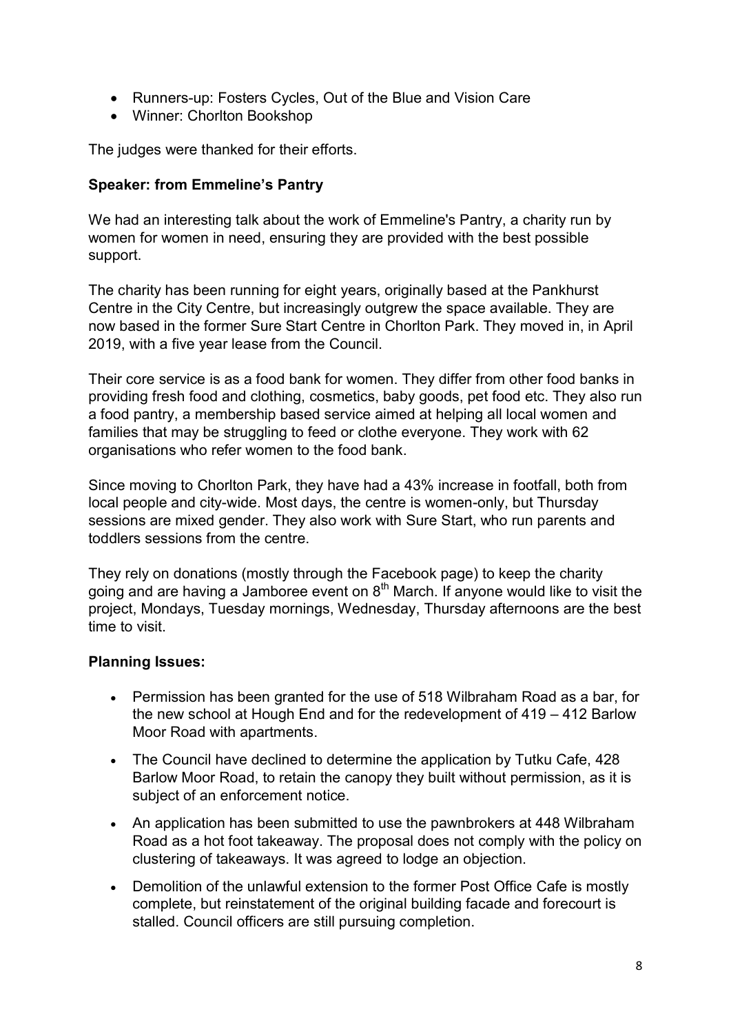- Runners-up: Fosters Cycles, Out of the Blue and Vision Care
- Winner: Chorlton Bookshop

The judges were thanked for their efforts.

**Speaker: from Emmeline's Pantry**

We had an interesting talk about the work of Emmeline's Pantry, a charity run by women for women in need, ensuring they are provided with the best possible support.

The charity has been running for eight years, originally based at the Pankhurst Centre in the City Centre, but increasingly outgrew the space available. They are now based in the former Sure Start Centre in Chorlton Park. They moved in, in April 2019, with a five year lease from the Council.

Their core service is as a food bank for women. They differ from other food banks in providing fresh food and clothing, cosmetics, baby goods, pet food etc. They also run a food pantry, a membership based service aimed at helping all local women and families that may be struggling to feed or clothe everyone. They work with 62 organisations who refer women to the food bank.

Since moving to Chorlton Park, they have had a 43% increase in footfall, both from local people and city-wide. Most days, the centre is women-only, but Thursday sessions are mixed gender. They also work with Sure Start, who run parents and toddlers sessions from the centre.

They rely on donations (mostly through the Facebook page) to keep the charity going and are having a Jamboree event on 8th March. If anyone would like to visit the project, Mondays, Tuesday mornings, Wednesday, Thursday afternoons are the best time to visit.

**Planning Issues:**

- Permission has been granted for the use of 518 Wilbraham Road as a bar, for the new school at Hough End and for the redevelopment of 419 – 412 Barlow Moor Road with apartments.
- The Council have declined to determine the application by Tutku Cafe, 428 Barlow Moor Road, to retain the canopy they built without permission, as it is subject of an enforcement notice.
- An application has been submitted to use the pawnbrokers at 448 Wilbraham Road as a hot foot takeaway. The proposal does not comply with the policy on clustering of takeaways. It was agreed to lodge an objection.
- Demolition of the unlawful extension to the former Post Office Cafe is mostly complete, but reinstatement of the original building facade and forecourt is stalled. Council officers are still pursuing completion.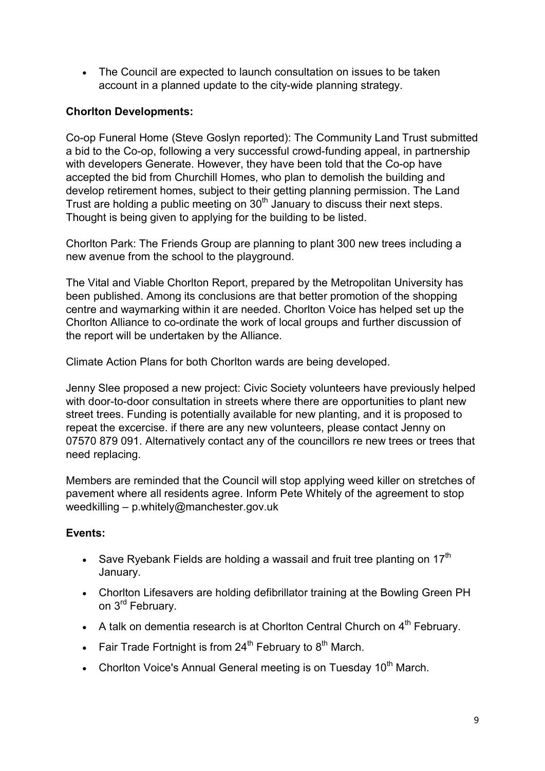- The Council are expected to launch consultation on issues to be taken account in a planned update to the city-wide planning strategy.

**Chorlton Developments:**

Co-op Funeral Home (Steve Goslyn reported): The Community Land Trust submitted a bid to the Co-op, following a very successful crowd-funding appeal, in partnership with developers Generate. However, they have been told that the Co-op have accepted the bid from Churchill Homes, who plan to demolish the building and develop retirement homes, subject to their getting planning permission. The Land Trust are holding a public meeting on 30th January to discuss their next steps. Thought is being given to applying for the building to be listed.

Chorlton Park: The Friends Group are planning to plant 300 new trees including a new avenue from the school to the playground.

The Vital and Viable Chorlton Report, prepared by the Metropolitan University has been published. Among its conclusions are that better promotion of the shopping centre and waymarking within it are needed. Chorlton Voice has helped set up the Chorlton Alliance to co-ordinate the work of local groups and further discussion of the report will be undertaken by the Alliance.

Climate Action Plans for both Chorlton wards are being developed.

Jenny Slee proposed a new project: Civic Society volunteers have previously helped with door-to-door consultation in streets where there are opportunities to plant new street trees. Funding is potentially available for new planting, and it is proposed to repeat the excercise. if there are any new volunteers, please contact Jenny on 07570 879 091. Alternatively contact any of the councillors re new trees or trees that need replacing.

Members are reminded that the Council will stop applying weed killer on stretches of pavement where all residents agree. Inform Pete Whitely of the agreement to stop weedkilling – p.whitely@manchester.gov.uk

**Events:**

- Save Ryebank Fields are holding a wassail and fruit tree planting on 17th January.
- Chorlton Lifesavers are holding defibrillator training at the Bowling Green PH on 3rd February.
- A talk on dementia research is at Chorlton Central Church on 4th February.
- Fair Trade Fortnight is from 24th February to 8th March.
- Chorlton Voice's Annual General meeting is on Tuesday 10th March.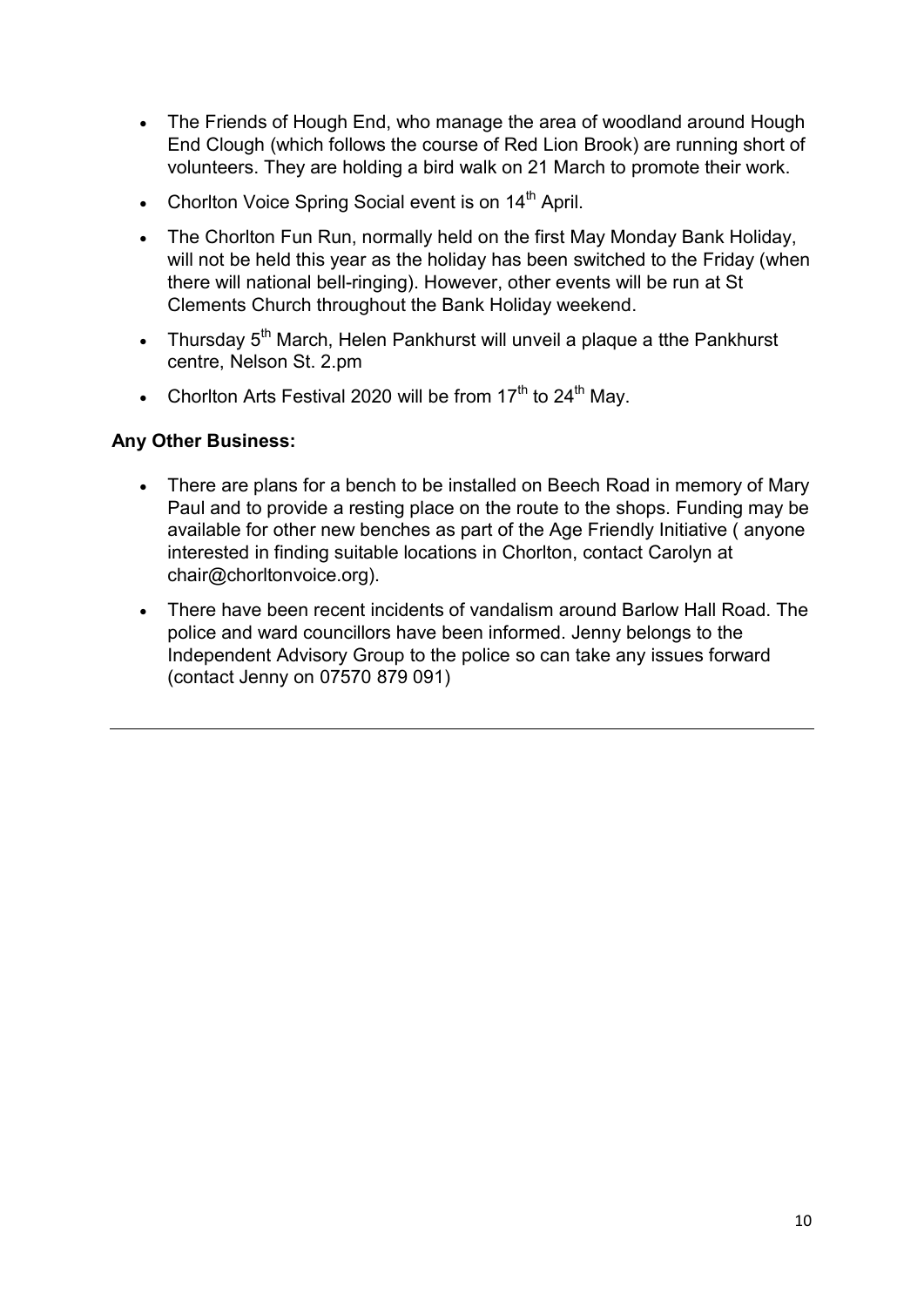- The Friends of Hough End, who manage the area of woodland around Hough End Clough (which follows the course of Red Lion Brook) are running short of volunteers. They are holding a bird walk on 21 March to promote their work.
- Chorlton Voice Spring Social event is on 14th April.
- The Chorlton Fun Run, normally held on the first May Monday Bank Holiday, will not be held this year as the holiday has been switched to the Friday (when there will national bell-ringing). However, other events will be run at St Clements Church throughout the Bank Holiday weekend.
- Thursday 5th March, Helen Pankhurst will unveil a plaque a tthe Pankhurst centre, Nelson St. 2.pm
- Chorlton Arts Festival 2020 will be from 17th to 24th May.

**Any Other Business:**

- There are plans for a bench to be installed on Beech Road in memory of Mary Paul and to provide a resting place on the route to the shops. Funding may be available for other new benches as part of the Age Friendly Initiative ( anyone interested in finding suitable locations in Chorlton, contact Carolyn at chair@chorltonvoice.org).
- There have been recent incidents of vandalism around Barlow Hall Road. The police and ward councillors have been informed. Jenny belongs to the Independent Advisory Group to the police so can take any issues forward (contact Jenny on 07570 879 091)

---